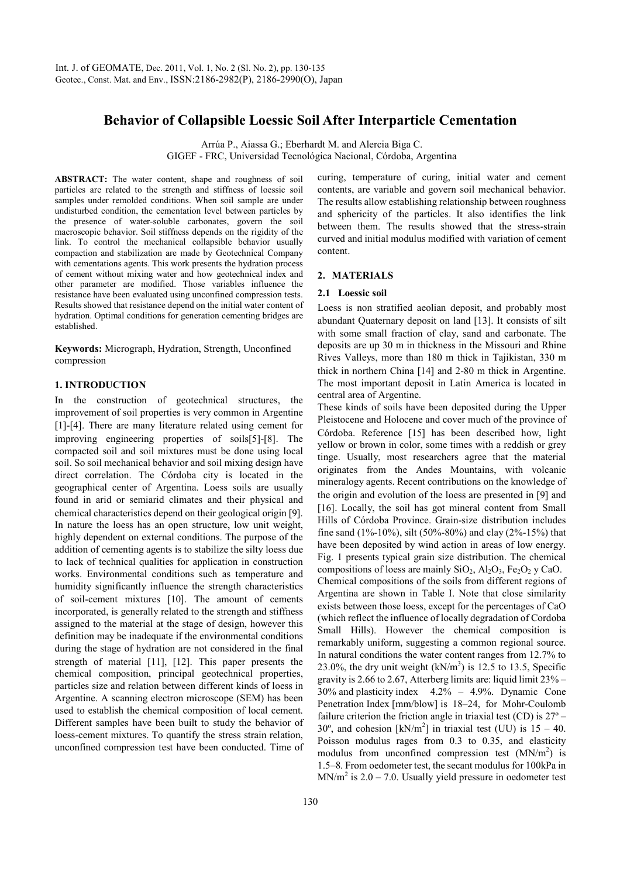# Behavior of Collapsible Loessic Soil After Interparticle Cementation

Arrúa P., Aiassa G.; Eberhardt M. and Alercia Biga C.
GIGEF - FRC, Universidad Tecnológica Nacional, Córdoba, Argentina

**ABSTRACT:** The water content, shape and roughness of soil particles are related to the strength and stiffness of loessic soil samples under remolded conditions. When soil sample are under undisturbed condition, the cementation level between particles by the presence of water-soluble carbonates, govern the soil macroscopic behavior. Soil stiffness depends on the rigidity of the link. To control the mechanical collapsible behavior usually compaction and stabilization are made by Geotechnical Company with cementations agents. This work presents the hydration process of cement without mixing water and how geotechnical index and other parameter are modified. Those variables influence the resistance have been evaluated using unconfined compression tests. Results showed that resistance depend on the initial water content of hydration. Optimal conditions for generation cementing bridges are established.

**Keywords:** Micrograph, Hydration, Strength, Unconfined compression

## 1. INTRODUCTION

In the construction of geotechnical structures, the improvement of soil properties is very common in Argentine [1]-[4]. There are many literature related using cement for improving engineering properties of soils[5]-[8]. The compacted soil and soil mixtures must be done using local soil. So soil mechanical behavior and soil mixing design have direct correlation. The Córdoba city is located in the geographical center of Argentina. Loess soils are usually found in arid or semiarid climates and their physical and chemical characteristics depend on their geological origin [9]. In nature the loess has an open structure, low unit weight, highly dependent on external conditions. The purpose of the addition of cementing agents is to stabilize the silty loess due to lack of technical qualities for application in construction works. Environmental conditions such as temperature and humidity significantly influence the strength characteristics of soil-cement mixtures [10]. The amount of cements incorporated, is generally related to the strength and stiffness assigned to the material at the stage of design, however this definition may be inadequate if the environmental conditions during the stage of hydration are not considered in the final strength of material [11], [12]. This paper presents the chemical composition, principal geotechnical properties, particles size and relation between different kinds of loess in Argentine. A scanning electron microscope (SEM) has been used to establish the chemical composition of local cement. Different samples have been built to study the behavior of loess-cement mixtures. To quantify the stress strain relation, unconfined compression test have been conducted. Time of curing, temperature of curing, initial water and cement contents, are variable and govern soil mechanical behavior. The results allow establishing relationship between roughness and sphericity of the particles. It also identifies the link between them. The results showed that the stress-strain curved and initial modulus modified with variation of cement content.

## 2. MATERIALS

### 2.1 Loessic soil

Loess is non stratified aeolian deposit, and probably most abundant Quaternary deposit on land [13]. It consists of silt with some small fraction of clay, sand and carbonate. The deposits are up 30 m in thickness in the Missouri and Rhine Rives Valleys, more than 180 m thick in Tajikistan, 330 m thick in northern China [14] and 2-80 m thick in Argentine. The most important deposit in Latin America is located in central area of Argentine.

These kinds of soils have been deposited during the Upper Pleistocene and Holocene and cover much of the province of Córdoba. Reference [15] has been described how, light yellow or brown in color, some times with a reddish or grey tinge. Usually, most researchers agree that the material originates from the Andes Mountains, with volcanic mineralogy agents. Recent contributions on the knowledge of the origin and evolution of the loess are presented in [9] and [16]. Locally, the soil has got mineral content from Small Hills of Córdoba Province. Grain-size distribution includes fine sand (1%-10%), silt (50%-80%) and clay (2%-15%) that have been deposited by wind action in areas of low energy. Fig. 1 presents typical grain size distribution. The chemical compositions of loess are mainly $SiO_2$, $Al_2O_3$, $Fe_2O_2$ y CaO.

Chemical compositions of the soils from different regions of Argentina are shown in Table I. Note that close similarity exists between those loess, except for the percentages of CaO (which reflect the influence of locally degradation of Cordoba Small Hills). However the chemical composition is remarkably uniform, suggesting a common regional source. In natural conditions the water content ranges from 12.7% to 23.0%, the dry unit weight ($kN/m^3$) is 12.5 to 13.5, Specific gravity is 2.66 to 2.67, Atterberg limits are: liquid limit 23% – 30% and plasticity index 4.2% – 4.9%. Dynamic Cone Penetration Index [mm/blow] is 18–24, for Mohr-Coulomb failure criterion the friction angle in triaxial test (CD) is 27º – 30º, and cohesion [$kN/m^2$] in triaxial test (UU) is 15 – 40. Poisson modulus rages from 0.3 to 0.35, and elasticity modulus from unconfined compression test ($MN/m^2$) is 1.5–8. From oedometer test, the secant modulus for 100kPa in $MN/m^2$ is 2.0 – 7.0. Usually yield pressure in oedometer test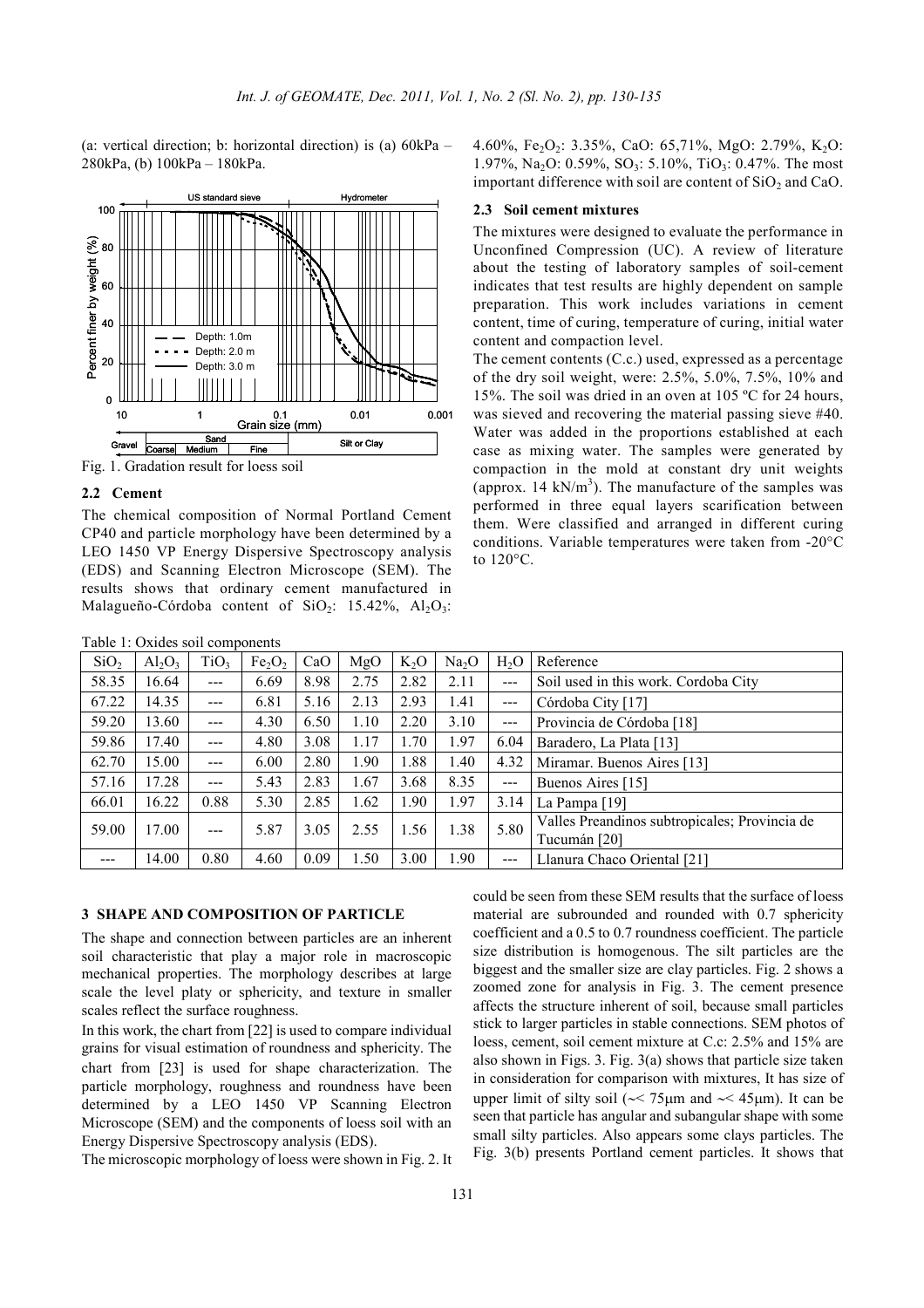(a: vertical direction; b: horizontal direction) is (a) 60kPa – 280kPa, (b) 100kPa – 180kPa.

Fig. 1. Gradation result for loess soil

### 2.2 Cement

The chemical composition of Normal Portland Cement CP40 and particle morphology have been determined by a LEO 1450 VP Energy Dispersive Spectroscopy analysis (EDS) and Scanning Electron Microscope (SEM). The results shows that ordinary cement manufactured in Malagueño-Córdoba content of $SiO_2$: 15.42%, $Al_2O_3$: 4.60%, $Fe_2O_3$: 3.35%, CaO: 65,71%, MgO: 2.79%, $K_2O$: 1.97%, $Na_2O$: 0.59%, $SO_3$: 5.10%, $TiO_3$: 0.47%. The most important difference with soil are content of $SiO_2$ and CaO.

### 2.3 Soil cement mixtures

The mixtures were designed to evaluate the performance in Unconfined Compression (UC). A review of literature about the testing of laboratory samples of soil-cement indicates that test results are highly dependent on sample preparation. This work includes variations in cement content, time of curing, temperature of curing, initial water content and compaction level.

The cement contents (C.c.) used, expressed as a percentage of the dry soil weight, were: 2.5%, 5.0%, 7.5%, 10% and 15%. The soil was dried in an oven at 105 ºC for 24 hours, was sieved and recovering the material passing sieve #40. Water was added in the proportions established at each case as mixing water. The samples were generated by compaction in the mold at constant dry unit weights (approx. 14 $kN/m^3$). The manufacture of the samples was performed in three equal layers scarification between them. Were classified and arranged in different curing conditions. Variable temperatures were taken from -20°C to 120°C.

Table 1: Oxides soil components

| $SiO_2$ | $Al_2O_3$ | $TiO_3$ | $Fe_2O_2$ | CaO | MgO | $K_2O$ | $Na_2O$ | $H_2O$ | Reference |
|---|---|---|---|---|---|---|---|---|---|
| 58.35 | 16.64 | --- | 6.69 | 8.98 | 2.75 | 2.82 | 2.11 | --- | Soil used in this work. Cordoba City |
| 67.22 | 14.35 | --- | 6.81 | 5.16 | 2.13 | 2.93 | 1.41 | --- | Córdoba City [17] |
| 59.20 | 13.60 | --- | 4.30 | 6.50 | 1.10 | 2.20 | 3.10 | --- | Provincia de Córdoba [18] |
| 59.86 | 17.40 | --- | 4.80 | 3.08 | 1.17 | 1.70 | 1.97 | 6.04 | Baradero, La Plata [13] |
| 62.70 | 15.00 | --- | 6.00 | 2.80 | 1.90 | 1.88 | 1.40 | 4.32 | Miramar. Buenos Aires [13] |
| 57.16 | 17.28 | --- | 5.43 | 2.83 | 1.67 | 3.68 | 8.35 | --- | Buenos Aires [15] |
| 66.01 | 16.22 | 0.88 | 5.30 | 2.85 | 1.62 | 1.90 | 1.97 | 3.14 | La Pampa [19] |
| 59.00 | 17.00 | --- | 5.87 | 3.05 | 2.55 | 1.56 | 1.38 | 5.80 | Valles Preandinos subtropicales; Provincia de Tucumán [20] |
| --- | 14.00 | 0.80 | 4.60 | 0.09 | 1.50 | 3.00 | 1.90 | --- | Llanura Chaco Oriental [21] |

## 3 SHAPE AND COMPOSITION OF PARTICLE

The shape and connection between particles are an inherent soil characteristic that play a major role in macroscopic mechanical properties. The morphology describes at large scale the level platy or sphericity, and texture in smaller scales reflect the surface roughness.

In this work, the chart from [22] is used to compare individual grains for visual estimation of roundness and sphericity. The chart from [23] is used for shape characterization. The particle morphology, roughness and roundness have been determined by a LEO 1450 VP Scanning Electron Microscope (SEM) and the components of loess soil with an Energy Dispersive Spectroscopy analysis (EDS).

The microscopic morphology of loess were shown in Fig. 2. It could be seen from these SEM results that the surface of loess material are subrounded and rounded with 0.7 sphericity coefficient and a 0.5 to 0.7 roundness coefficient. The particle size distribution is homogenous. The silt particles are the biggest and the smaller size are clay particles. Fig. 2 shows a zoomed zone for analysis in Fig. 3. The cement presence affects the structure inherent of soil, because small particles stick to larger particles in stable connections. SEM photos of loess, cement, soil cement mixture at C.c: 2.5% and 15% are also shown in Figs. 3. Fig. 3(a) shows that particle size taken in consideration for comparison with mixtures, It has size of upper limit of silty soil (~< 75μm and ~< 45μm). It can be seen that particle has angular and subangular shape with some small silty particles. Also appears some clays particles. The Fig. 3(b) presents Portland cement particles. It shows that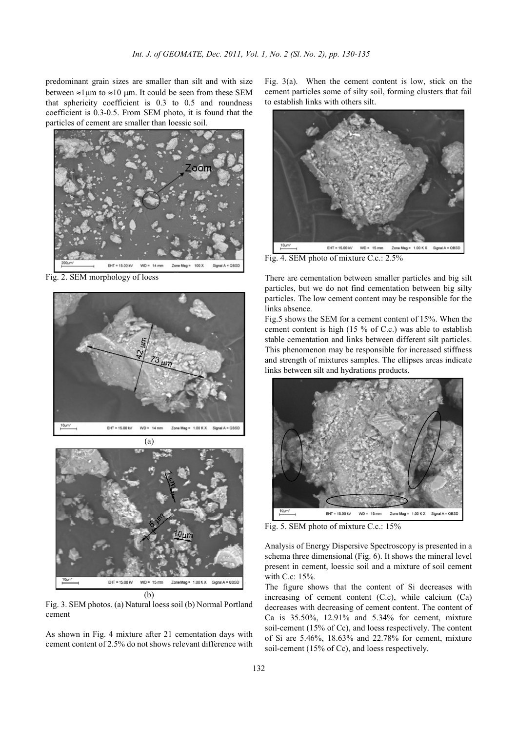predominant grain sizes are smaller than silt and with size between ≈1µm to ≈10 µm. It could be seen from these SEM that sphericity coefficient is 0.3 to 0.5 and roundness coefficient is 0.3-0.5. From SEM photo, it is found that the particles of cement are smaller than loessic soil.

Fig. 2. SEM morphology of loess

(a)

(b)

Fig. 3. SEM photos. (a) Natural loess soil (b) Normal Portland cement

As shown in Fig. 4 mixture after 21 cementation days with cement content of 2.5% do not shows relevant difference with Fig. 3(a). When the cement content is low, stick on the cement particles some of silty soil, forming clusters that fail to establish links with others silt.

Fig. 4. SEM photo of mixture C.c.: 2.5%

There are cementation between smaller particles and big silt particles, but we do not find cementation between big silty particles. The low cement content may be responsible for the links absence.

Fig.5 shows the SEM for a cement content of 15%. When the cement content is high (15 % of C.c.) was able to establish stable cementation and links between different silt particles. This phenomenon may be responsible for increased stiffness and strength of mixtures samples. The ellipses areas indicate links between silt and hydrations products.

Fig. 5. SEM photo of mixture C.c.: 15%

Analysis of Energy Dispersive Spectroscopy is presented in a schema three dimensional (Fig. 6). It shows the mineral level present in cement, loessic soil and a mixture of soil cement with C.c: 15%.

The figure shows that the content of Si decreases with increasing of cement content (C.c), while calcium (Ca) decreases with decreasing of cement content. The content of Ca is 35.50%, 12.91% and 5.34% for cement, mixture soil-cement (15% of Cc), and loess respectively. The content of Si are 5.46%, 18.63% and 22.78% for cement, mixture soil-cement (15% of Cc), and loess respectively.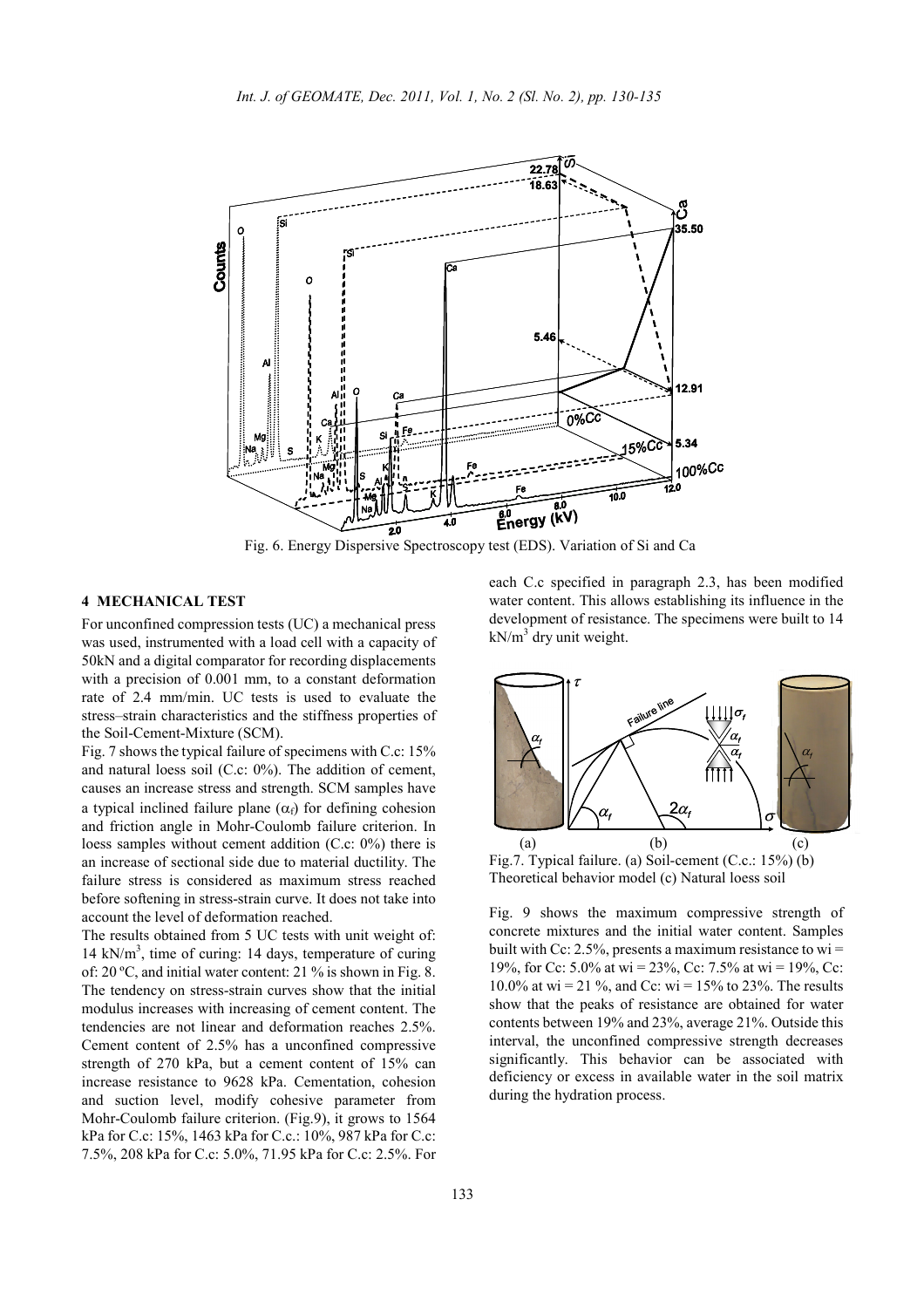Fig. 6. Energy Dispersive Spectroscopy test (EDS). Variation of Si and Ca

## 4 MECHANICAL TEST

For unconfined compression tests (UC) a mechanical press was used, instrumented with a load cell with a capacity of 50kN and a digital comparator for recording displacements with a precision of 0.001 mm, to a constant deformation rate of 2.4 mm/min. UC tests is used to evaluate the stress–strain characteristics and the stiffness properties of the Soil-Cement-Mixture (SCM).

Fig. 7 shows the typical failure of specimens with C.c: 15% and natural loess soil (C.c: 0%). The addition of cement, causes an increase stress and strength. SCM samples have a typical inclined failure plane ($\alpha_f$) for defining cohesion and friction angle in Mohr-Coulomb failure criterion. In loess samples without cement addition (C.c: 0%) there is an increase of sectional side due to material ductility. The failure stress is considered as maximum stress reached before softening in stress-strain curve. It does not take into account the level of deformation reached.

The results obtained from 5 UC tests with unit weight of: 14 $kN/m^3$, time of curing: 14 days, temperature of curing of: 20 ºC, and initial water content: 21 % is shown in Fig. 8. The tendency on stress-strain curves show that the initial modulus increases with increasing of cement content. The tendencies are not linear and deformation reaches 2.5%. Cement content of 2.5% has a unconfined compressive strength of 270 kPa, but a cement content of 15% can increase resistance to 9628 kPa. Cementation, cohesion and suction level, modify cohesive parameter from Mohr-Coulomb failure criterion. (Fig.9), it grows to 1564 kPa for C.c: 15%, 1463 kPa for C.c.: 10%, 987 kPa for C.c: 7.5%, 208 kPa for C.c: 5.0%, 71.95 kPa for C.c: 2.5%. For each C.c specified in paragraph 2.3, has been modified water content. This allows establishing its influence in the development of resistance. The specimens were built to 14 $kN/m^3$ dry unit weight.

Fig.7. Typical failure. (a) Soil-cement (C.c.: 15%) (b) Theoretical behavior model (c) Natural loess soil

Fig. 9 shows the maximum compressive strength of concrete mixtures and the initial water content. Samples built with Cc: 2.5%, presents a maximum resistance to wi = 19%, for Cc: 5.0% at wi = 23%, Cc: 7.5% at wi = 19%, Cc: 10.0% at wi = 21 %, and Cc: wi = 15% to 23%. The results show that the peaks of resistance are obtained for water contents between 19% and 23%, average 21%. Outside this interval, the unconfined compressive strength decreases significantly. This behavior can be associated with deficiency or excess in available water in the soil matrix during the hydration process.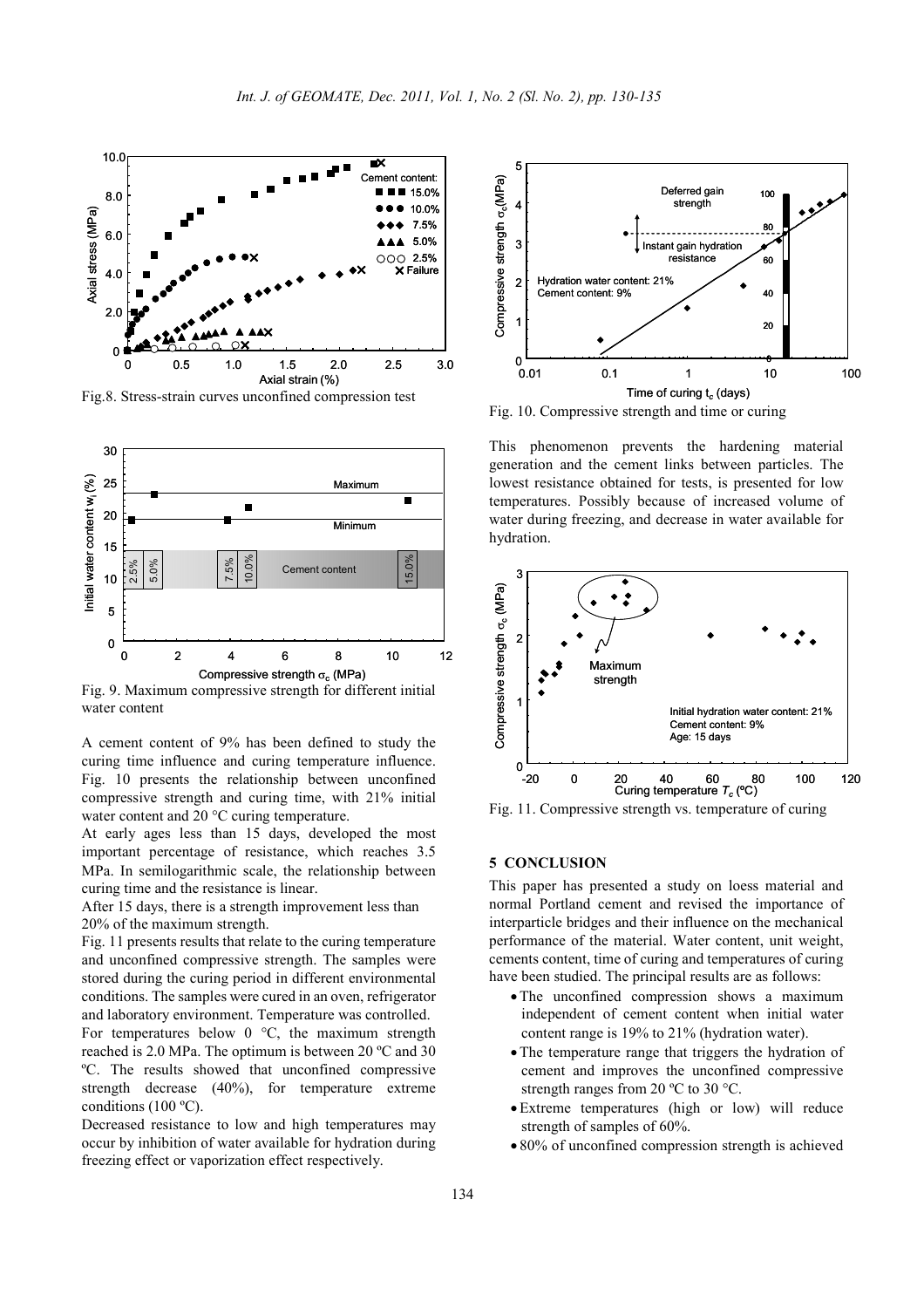Fig.8. Stress-strain curves unconfined compression test

Fig. 9. Maximum compressive strength for different initial water content

A cement content of 9% has been defined to study the curing time influence and curing temperature influence. Fig. 10 presents the relationship between unconfined compressive strength and curing time, with 21% initial water content and 20 °C curing temperature.

At early ages less than 15 days, developed the most important percentage of resistance, which reaches 3.5 MPa. In semilogarithmic scale, the relationship between curing time and the resistance is linear.

After 15 days, there is a strength improvement less than 20% of the maximum strength.

Fig. 11 presents results that relate to the curing temperature and unconfined compressive strength. The samples were stored during the curing period in different environmental conditions. The samples were cured in an oven, refrigerator and laboratory environment. Temperature was controlled.

For temperatures below 0 °C, the maximum strength reached is 2.0 MPa. The optimum is between 20 ºC and 30 ºC. The results showed that unconfined compressive strength decrease (40%), for temperature extreme conditions (100 ºC).

Decreased resistance to low and high temperatures may occur by inhibition of water available for hydration during freezing effect or vaporization effect respectively.

Fig. 10. Compressive strength and time or curing

This phenomenon prevents the hardening material generation and the cement links between particles. The lowest resistance obtained for tests, is presented for low temperatures. Possibly because of increased volume of water during freezing, and decrease in water available for hydration.

Fig. 11. Compressive strength vs. temperature of curing

## 5 CONCLUSION

This paper has presented a study on loess material and normal Portland cement and revised the importance of interparticle bridges and their influence on the mechanical performance of the material. Water content, unit weight, cements content, time of curing and temperatures of curing have been studied. The principal results are as follows:

- The unconfined compression shows a maximum independent of cement content when initial water content range is 19% to 21% (hydration water).
- The temperature range that triggers the hydration of cement and improves the unconfined compressive strength ranges from 20 ºC to 30 °C.
- Extreme temperatures (high or low) will reduce strength of samples of 60%.
- 80% of unconfined compression strength is achieved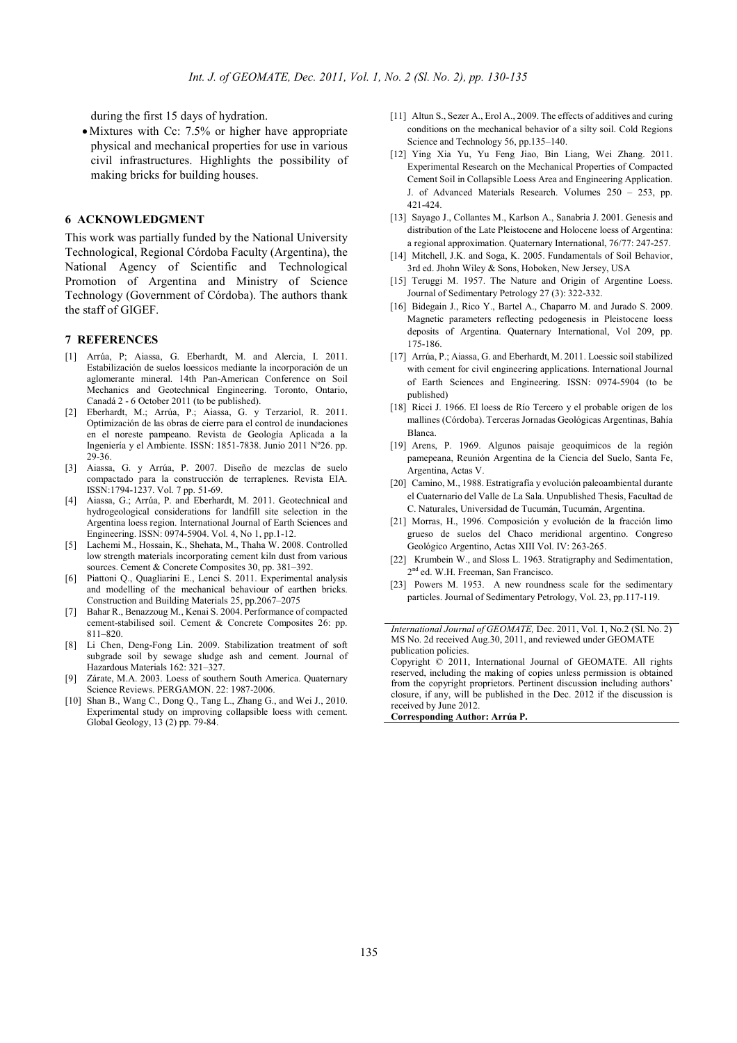during the first 15 days of hydration.

- Mixtures with Cc: 7.5% or higher have appropriate physical and mechanical properties for use in various civil infrastructures. Highlights the possibility of making bricks for building houses.

## 6 ACKNOWLEDGMENT

This work was partially funded by the National University Technological, Regional Córdoba Faculty (Argentina), the National Agency of Scientific and Technological Promotion of Argentina and Ministry of Science Technology (Government of Córdoba). The authors thank the staff of GIGEF.

## 7 REFERENCES

[1] Arrúa, P; Aiassa, G. Eberhardt, M. and Alercia, I. 2011. Estabilización de suelos loessicos mediante la incorporación de un aglomerante mineral. 14th Pan-American Conference on Soil Mechanics and Geotechnical Engineering. Toronto, Ontario, Canadá 2 - 6 October 2011 (to be published).

[2] Eberhardt, M.; Arrúa, P.; Aiassa, G. y Terzariol, R. 2011. Optimización de las obras de cierre para el control de inundaciones en el noreste pampeano. Revista de Geología Aplicada a la Ingeniería y el Ambiente. ISSN: 1851-7838. Junio 2011 Nº26. pp. 29-36.

[3] Aiassa, G. y Arrúa, P. 2007. Diseño de mezclas de suelo compactado para la construcción de terraplenes. Revista EIA. ISSN:1794-1237. Vol. 7 pp. 51-69.

[4] Aiassa, G.; Arrúa, P. and Eberhardt, M. 2011. Geotechnical and hydrogeological considerations for landfill site selection in the Argentina loess region. International Journal of Earth Sciences and Engineering. ISSN: 0974-5904. Vol. 4, No 1, pp.1-12.

[5] Lachemi M., Hossain, K., Shehata, M., Thaha W. 2008. Controlled low strength materials incorporating cement kiln dust from various sources. Cement & Concrete Composites 30, pp. 381–392.

[6] Piattoni Q., Quagliarini E., Lenci S. 2011. Experimental analysis and modelling of the mechanical behaviour of earthen bricks. Construction and Building Materials 25, pp.2067–2075

[7] Bahar R., Benazzoug M., Kenai S. 2004. Performance of compacted cement-stabilised soil. Cement & Concrete Composites 26: pp. 811–820.

[8] Li Chen, Deng-Fong Lin. 2009. Stabilization treatment of soft subgrade soil by sewage sludge ash and cement. Journal of Hazardous Materials 162: 321–327.

[9] Zárate, M.A. 2003. Loess of southern South America. Quaternary Science Reviews. PERGAMON. 22: 1987-2006.

[10] Shan B., Wang C., Dong Q., Tang L., Zhang G., and Wei J., 2010. Experimental study on improving collapsible loess with cement. Global Geology, 13 (2) pp. 79-84.

[11] Altun S., Sezer A., Erol A., 2009. The effects of additives and curing conditions on the mechanical behavior of a silty soil. Cold Regions Science and Technology 56, pp.135–140.

[12] Ying Xia Yu, Yu Feng Jiao, Bin Liang, Wei Zhang. 2011. Experimental Research on the Mechanical Properties of Compacted Cement Soil in Collapsible Loess Area and Engineering Application. J. of Advanced Materials Research. Volumes 250 – 253, pp. 421-424.

[13] Sayago J., Collantes M., Karlson A., Sanabria J. 2001. Genesis and distribution of the Late Pleistocene and Holocene loess of Argentina: a regional approximation. Quaternary International, 76/77: 247-257.

[14] Mitchell, J.K. and Soga, K. 2005. Fundamentals of Soil Behavior, 3rd ed. Jhohn Wiley & Sons, Hoboken, New Jersey, USA

[15] Teruggi M. 1957. The Nature and Origin of Argentine Loess. Journal of Sedimentary Petrology 27 (3): 322-332.

[16] Bidegain J., Rico Y., Bartel A., Chaparro M. and Jurado S. 2009. Magnetic parameters reflecting pedogenesis in Pleistocene loess deposits of Argentina. Quaternary International, Vol 209, pp. 175-186.

[17] Arrúa, P.; Aiassa, G. and Eberhardt, M. 2011. Loessic soil stabilized with cement for civil engineering applications. International Journal of Earth Sciences and Engineering. ISSN: 0974-5904 (to be published)

[18] Ricci J. 1966. El loess de Río Tercero y el probable origen de los mallines (Córdoba). Terceras Jornadas Geológicas Argentinas, Bahía Blanca.

[19] Arens, P. 1969. Algunos paisaje geoquimicos de la región pamepeana, Reunión Argentina de la Ciencia del Suelo, Santa Fe, Argentina, Actas V.

[20] Camino, M., 1988. Estratigrafía y evolución paleoambiental durante el Cuaternario del Valle de La Sala. Unpublished Thesis, Facultad de C. Naturales, Universidad de Tucumán, Tucumán, Argentina.

[21] Morras, H., 1996. Composición y evolución de la fracción limo grueso de suelos del Chaco meridional argentino. Congreso Geológico Argentino, Actas XIII Vol. IV: 263-265.

[22] Krumbein W., and Sloss L. 1963. Stratigraphy and Sedimentation, 2nd ed. W.H. Freeman, San Francisco.

[23] Powers M. 1953. A new roundness scale for the sedimentary particles. Journal of Sedimentary Petrology, Vol. 23, pp.117-119.

---

*International Journal of GEOMATE,* Dec. 2011, Vol. 1, No.2 (Sl. No. 2) MS No. 2d received Aug.30, 2011, and reviewed under GEOMATE publication policies.

Copyright © 2011, International Journal of GEOMATE. All rights reserved, including the making of copies unless permission is obtained from the copyright proprietors. Pertinent discussion including authors' closure, if any, will be published in the Dec. 2012 if the discussion is received by June 2012.

**Corresponding Author: Arrúa P.**